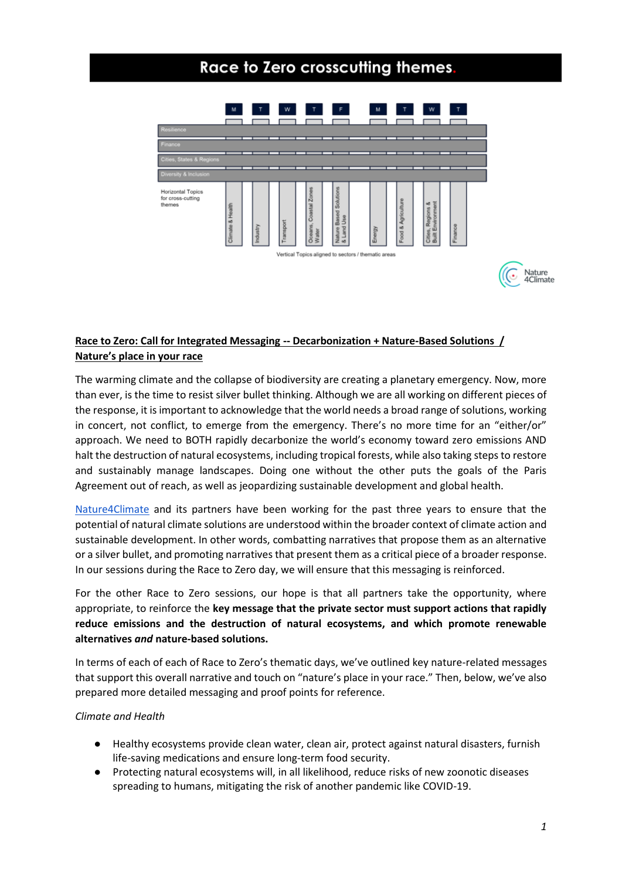# Race to Zero crosscutting themes.

| | M | T | W | T | F | M | T | W | T |
|---|---|---|---|---|---|---|---|---|---|
| Resilience | | | | | | | | | |
| Finance | | | | | | | | | |
| Cities, States & Regions | | | | | | | | | |
| Diversity & Inclusion | | | | | | | | | |
| Horizontal Topics for cross-cutting themes | Climate & Health | Industry | Transport | Oceans, Coastal Zones Water | Nature Based Solutions & Land Use | Energy | Food & Agriculture | Cities, Regions & Built Environment | Finance |

Vertical Topics aligned to sectors / thematic areas

Nature 4Climate

**Race to Zero: Call for Integrated Messaging -- Decarbonization + Nature-Based Solutions / Nature's place in your race**

The warming climate and the collapse of biodiversity are creating a planetary emergency. Now, more than ever, is the time to resist silver bullet thinking. Although we are all working on different pieces of the response, it is important to acknowledge that the world needs a broad range of solutions, working in concert, not conflict, to emerge from the emergency. There's no more time for an "either/or" approach. We need to BOTH rapidly decarbonize the world's economy toward zero emissions AND halt the destruction of natural ecosystems, including tropical forests, while also taking steps to restore and sustainably manage landscapes. Doing one without the other puts the goals of the Paris Agreement out of reach, as well as jeopardizing sustainable development and global health.

Nature4Climate and its partners have been working for the past three years to ensure that the potential of natural climate solutions are understood within the broader context of climate action and sustainable development. In other words, combatting narratives that propose them as an alternative or a silver bullet, and promoting narratives that present them as a critical piece of a broader response. In our sessions during the Race to Zero day, we will ensure that this messaging is reinforced.

For the other Race to Zero sessions, our hope is that all partners take the opportunity, where appropriate, to reinforce the **key message that the private sector must support actions that rapidly reduce emissions and the destruction of natural ecosystems, and which promote renewable alternatives *and* nature-based solutions.**

In terms of each of each of Race to Zero's thematic days, we've outlined key nature-related messages that support this overall narrative and touch on "nature's place in your race." Then, below, we've also prepared more detailed messaging and proof points for reference.

*Climate and Health*

- Healthy ecosystems provide clean water, clean air, protect against natural disasters, furnish life-saving medications and ensure long-term food security.
- Protecting natural ecosystems will, in all likelihood, reduce risks of new zoonotic diseases spreading to humans, mitigating the risk of another pandemic like COVID-19.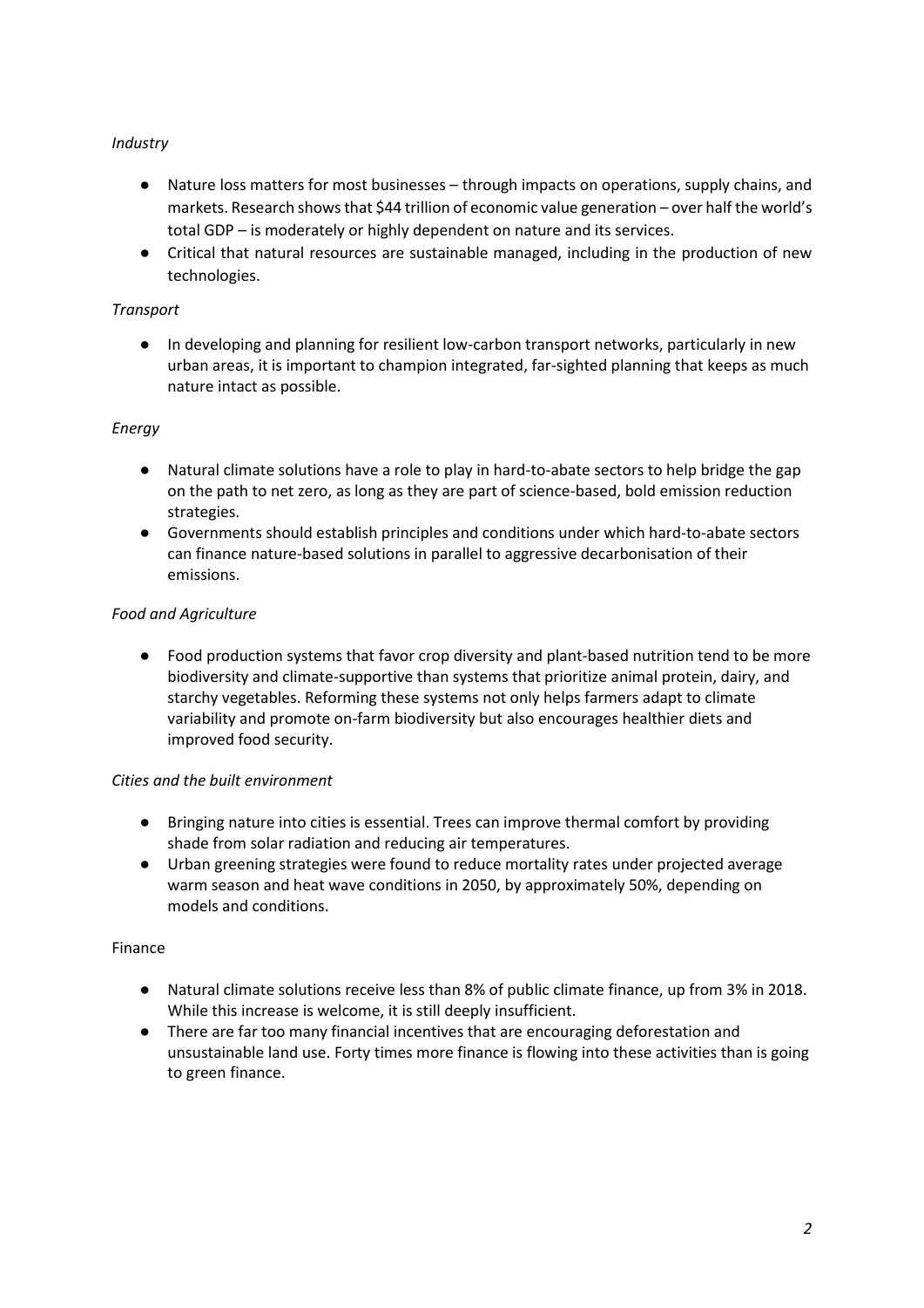*Industry*

- Nature loss matters for most businesses – through impacts on operations, supply chains, and markets. Research shows that $44 trillion of economic value generation – over half the world's total GDP – is moderately or highly dependent on nature and its services.
- Critical that natural resources are sustainable managed, including in the production of new technologies.

*Transport*

- In developing and planning for resilient low-carbon transport networks, particularly in new urban areas, it is important to champion integrated, far-sighted planning that keeps as much nature intact as possible.

*Energy*

- Natural climate solutions have a role to play in hard-to-abate sectors to help bridge the gap on the path to net zero, as long as they are part of science-based, bold emission reduction strategies.
- Governments should establish principles and conditions under which hard-to-abate sectors can finance nature-based solutions in parallel to aggressive decarbonisation of their emissions.

*Food and Agriculture*

- Food production systems that favor crop diversity and plant-based nutrition tend to be more biodiversity and climate-supportive than systems that prioritize animal protein, dairy, and starchy vegetables. Reforming these systems not only helps farmers adapt to climate variability and promote on-farm biodiversity but also encourages healthier diets and improved food security.

*Cities and the built environment*

- Bringing nature into cities is essential. Trees can improve thermal comfort by providing shade from solar radiation and reducing air temperatures.
- Urban greening strategies were found to reduce mortality rates under projected average warm season and heat wave conditions in 2050, by approximately 50%, depending on models and conditions.

Finance

- Natural climate solutions receive less than 8% of public climate finance, up from 3% in 2018. While this increase is welcome, it is still deeply insufficient.
- There are far too many financial incentives that are encouraging deforestation and unsustainable land use. Forty times more finance is flowing into these activities than is going to green finance.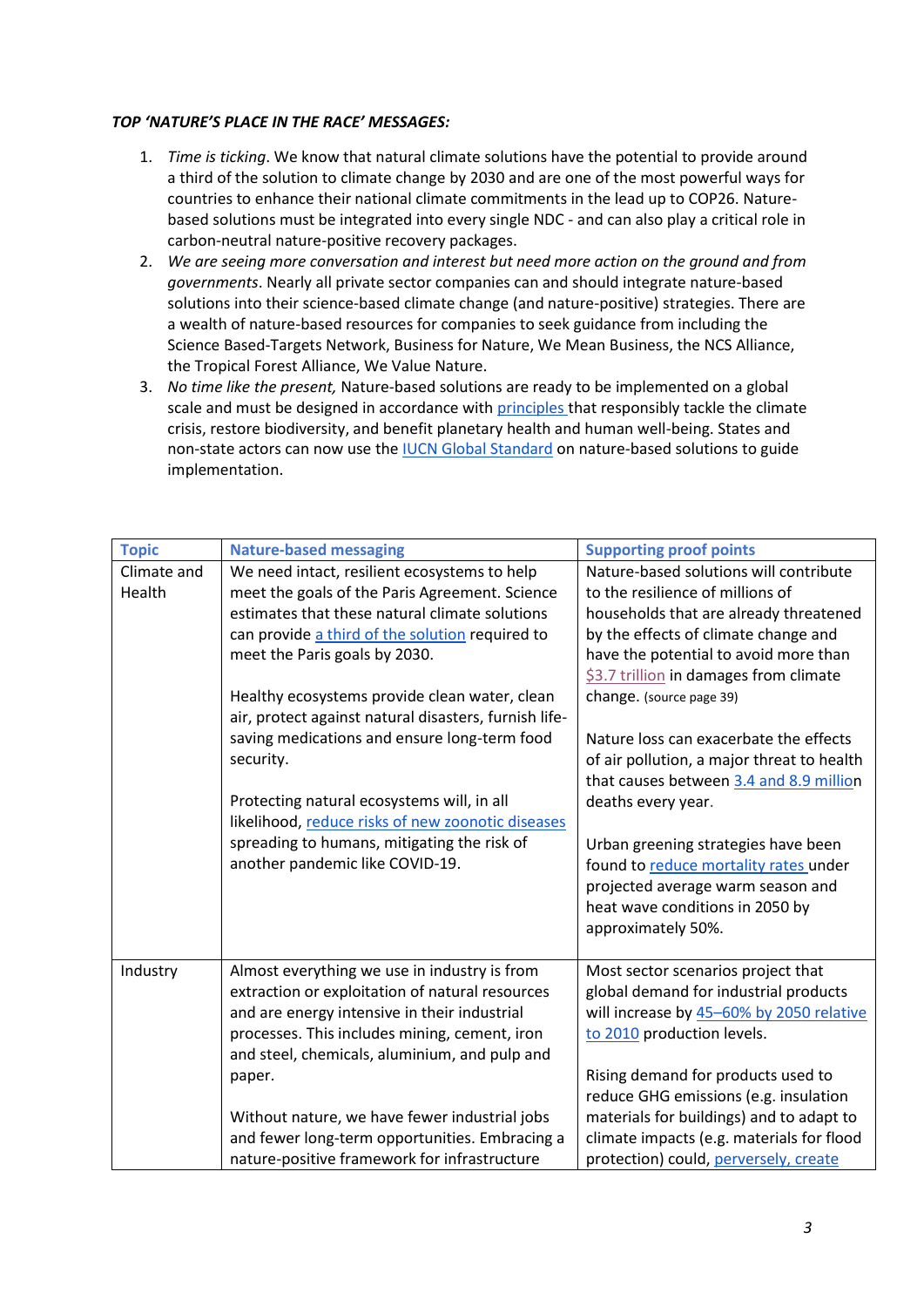***TOP 'NATURE'S PLACE IN THE RACE' MESSAGES:***

1. *Time is ticking*. We know that natural climate solutions have the potential to provide around a third of the solution to climate change by 2030 and are one of the most powerful ways for countries to enhance their national climate commitments in the lead up to COP26. Nature-based solutions must be integrated into every single NDC - and can also play a critical role in carbon-neutral nature-positive recovery packages.
2. *We are seeing more conversation and interest but need more action on the ground and from governments*. Nearly all private sector companies can and should integrate nature-based solutions into their science-based climate change (and nature-positive) strategies. There are a wealth of nature-based resources for companies to seek guidance from including the Science Based-Targets Network, Business for Nature, We Mean Business, the NCS Alliance, the Tropical Forest Alliance, We Value Nature.
3. *No time like the present,* Nature-based solutions are ready to be implemented on a global scale and must be designed in accordance with principles that responsibly tackle the climate crisis, restore biodiversity, and benefit planetary health and human well-being. States and non-state actors can now use the IUCN Global Standard on nature-based solutions to guide implementation.

| Topic | Nature-based messaging | Supporting proof points |
|---|---|---|
| Climate and Health | We need intact, resilient ecosystems to help meet the goals of the Paris Agreement. Science estimates that these natural climate solutions can provide a third of the solution required to meet the Paris goals by 2030.<br><br>Healthy ecosystems provide clean water, clean air, protect against natural disasters, furnish life-saving medications and ensure long-term food security.<br><br>Protecting natural ecosystems will, in all likelihood, reduce risks of new zoonotic diseases spreading to humans, mitigating the risk of another pandemic like COVID-19. | Nature-based solutions will contribute to the resilience of millions of households that are already threatened by the effects of climate change and have the potential to avoid more than $3.7 trillion in damages from climate change. (source page 39)<br><br>Nature loss can exacerbate the effects of air pollution, a major threat to health that causes between 3.4 and 8.9 million deaths every year.<br><br>Urban greening strategies have been found to reduce mortality rates under projected average warm season and heat wave conditions in 2050 by approximately 50%. |
| Industry | Almost everything we use in industry is from extraction or exploitation of natural resources and are energy intensive in their industrial processes. This includes mining, cement, iron and steel, chemicals, aluminium, and pulp and paper.<br><br>Without nature, we have fewer industrial jobs and fewer long-term opportunities. Embracing a nature-positive framework for infrastructure | Most sector scenarios project that global demand for industrial products will increase by 45–60% by 2050 relative to 2010 production levels.<br><br>Rising demand for products used to reduce GHG emissions (e.g. insulation materials for buildings) and to adapt to climate impacts (e.g. materials for flood protection) could, perversely, create |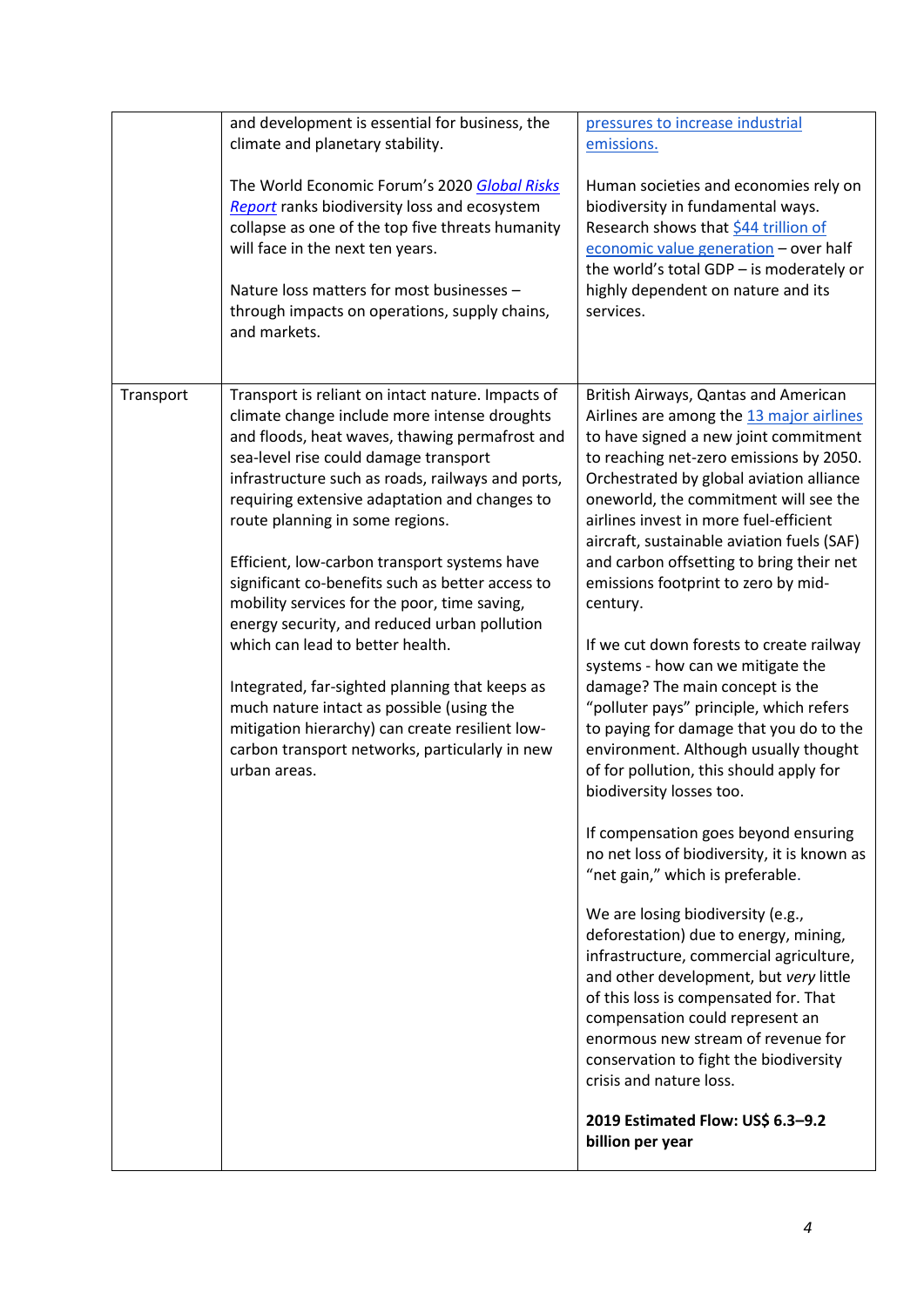| | | |
|---|---|---|
| | and development is essential for business, the climate and planetary stability.<br><br>The World Economic Forum's 2020 *Global Risks Report* ranks biodiversity loss and ecosystem collapse as one of the top five threats humanity will face in the next ten years.<br><br>Nature loss matters for most businesses – through impacts on operations, supply chains, and markets. | pressures to increase industrial emissions.<br><br>Human societies and economies rely on biodiversity in fundamental ways. Research shows that $44 trillion of economic value generation – over half the world's total GDP – is moderately or highly dependent on nature and its services. |
| Transport | Transport is reliant on intact nature. Impacts of climate change include more intense droughts and floods, heat waves, thawing permafrost and sea-level rise could damage transport infrastructure such as roads, railways and ports, requiring extensive adaptation and changes to route planning in some regions.<br><br>Efficient, low-carbon transport systems have significant co-benefits such as better access to mobility services for the poor, time saving, energy security, and reduced urban pollution which can lead to better health.<br><br>Integrated, far-sighted planning that keeps as much nature intact as possible (using the mitigation hierarchy) can create resilient low-carbon transport networks, particularly in new urban areas. | British Airways, Qantas and American Airlines are among the 13 major airlines to have signed a new joint commitment to reaching net-zero emissions by 2050. Orchestrated by global aviation alliance oneworld, the commitment will see the airlines invest in more fuel-efficient aircraft, sustainable aviation fuels (SAF) and carbon offsetting to bring their net emissions footprint to zero by mid-century.<br><br>If we cut down forests to create railway systems - how can we mitigate the damage? The main concept is the "polluter pays" principle, which refers to paying for damage that you do to the environment. Although usually thought of for pollution, this should apply for biodiversity losses too.<br><br>If compensation goes beyond ensuring no net loss of biodiversity, it is known as "net gain," which is preferable.<br><br>We are losing biodiversity (e.g., deforestation) due to energy, mining, infrastructure, commercial agriculture, and other development, but *very* little of this loss is compensated for. That compensation could represent an enormous new stream of revenue for conservation to fight the biodiversity crisis and nature loss.<br><br>**2019 Estimated Flow: US$ 6.3–9.2 billion per year** |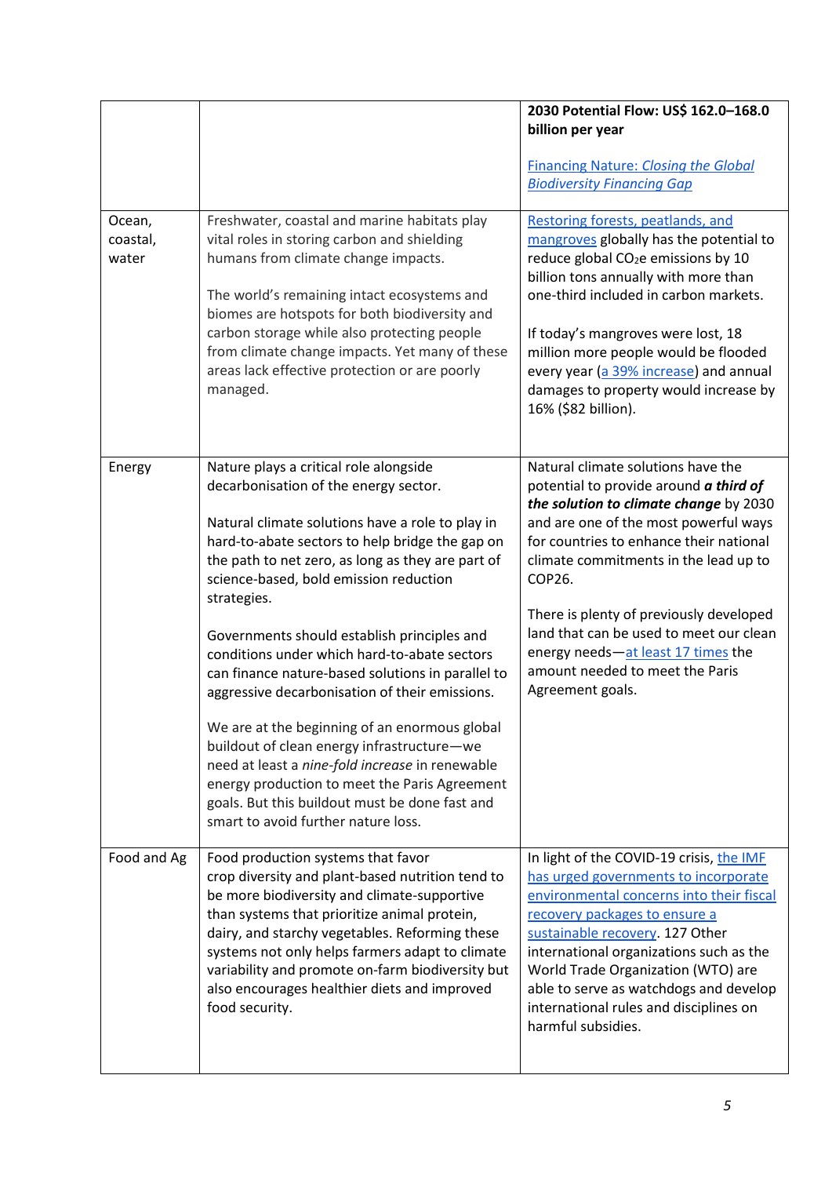| | | 2030 Potential Flow: US$ 162.0–168.0 billion per year<br><br>Financing Nature: *Closing the Global Biodiversity Financing Gap* |
|---|---|---|
| Ocean, coastal, water | Freshwater, coastal and marine habitats play vital roles in storing carbon and shielding humans from climate change impacts.<br><br>The world's remaining intact ecosystems and biomes are hotspots for both biodiversity and carbon storage while also protecting people from climate change impacts. Yet many of these areas lack effective protection or are poorly managed. | Restoring forests, peatlands, and mangroves globally has the potential to reduce global $CO_2e$ emissions by 10 billion tons annually with more than one-third included in carbon markets.<br><br>If today's mangroves were lost, 18 million more people would be flooded every year (a 39% increase) and annual damages to property would increase by 16% ($82 billion). |
| Energy | Nature plays a critical role alongside decarbonisation of the energy sector.<br><br>Natural climate solutions have a role to play in hard-to-abate sectors to help bridge the gap on the path to net zero, as long as they are part of science-based, bold emission reduction strategies.<br><br>Governments should establish principles and conditions under which hard-to-abate sectors can finance nature-based solutions in parallel to aggressive decarbonisation of their emissions.<br><br>We are at the beginning of an enormous global buildout of clean energy infrastructure—we need at least a *nine-fold increase* in renewable energy production to meet the Paris Agreement goals. But this buildout must be done fast and smart to avoid further nature loss. | Natural climate solutions have the potential to provide around ***a third of the solution to climate change*** by 2030 and are one of the most powerful ways for countries to enhance their national climate commitments in the lead up to COP26.<br><br>There is plenty of previously developed land that can be used to meet our clean energy needs—at least 17 times the amount needed to meet the Paris Agreement goals. |
| Food and Ag | Food production systems that favor crop diversity and plant-based nutrition tend to be more biodiversity and climate-supportive than systems that prioritize animal protein, dairy, and starchy vegetables. Reforming these systems not only helps farmers adapt to climate variability and promote on-farm biodiversity but also encourages healthier diets and improved food security. | In light of the COVID-19 crisis, the IMF has urged governments to incorporate environmental concerns into their fiscal recovery packages to ensure a sustainable recovery. 127 Other international organizations such as the World Trade Organization (WTO) are able to serve as watchdogs and develop international rules and disciplines on harmful subsidies. |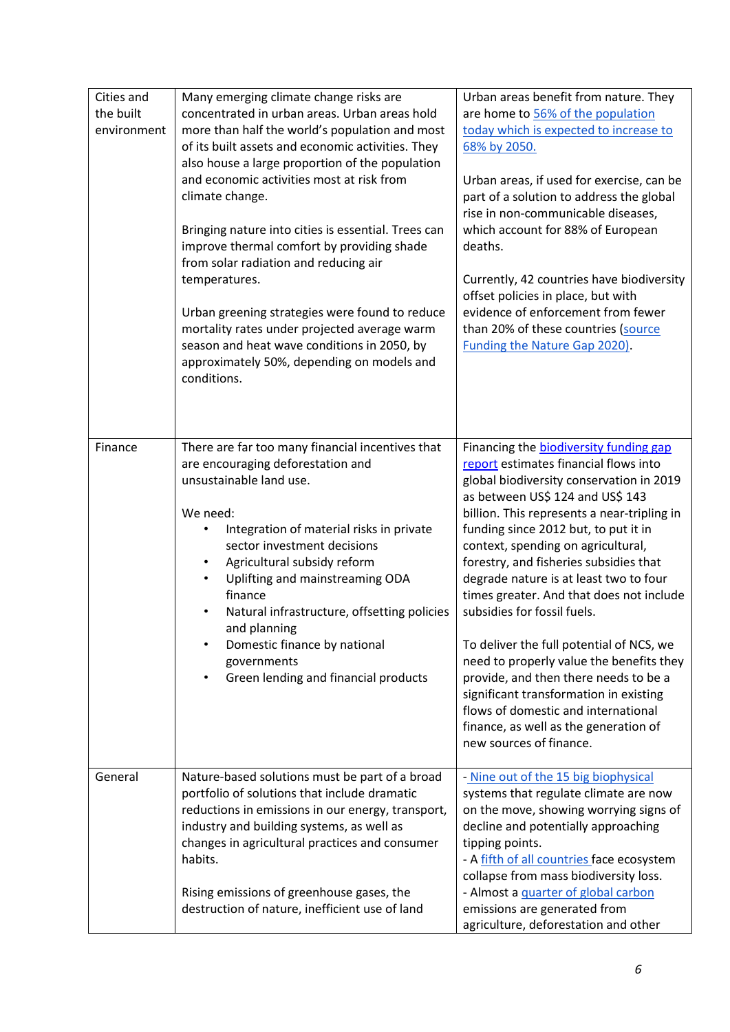| | | |
|---|---|---|
| Cities and the built environment | Many emerging climate change risks are concentrated in urban areas. Urban areas hold more than half the world's population and most of its built assets and economic activities. They also house a large proportion of the population and economic activities most at risk from climate change.<br><br>Bringing nature into cities is essential. Trees can improve thermal comfort by providing shade from solar radiation and reducing air temperatures.<br><br>Urban greening strategies were found to reduce mortality rates under projected average warm season and heat wave conditions in 2050, by approximately 50%, depending on models and conditions. | Urban areas benefit from nature. They are home to 56% of the population today which is expected to increase to 68% by 2050.<br><br>Urban areas, if used for exercise, can be part of a solution to address the global rise in non-communicable diseases, which account for 88% of European deaths.<br><br>Currently, 42 countries have biodiversity offset policies in place, but with evidence of enforcement from fewer than 20% of these countries (source Funding the Nature Gap 2020). |
| Finance | There are far too many financial incentives that are encouraging deforestation and unsustainable land use.<br><br>We need:<br>• Integration of material risks in private sector investment decisions<br>• Agricultural subsidy reform<br>• Uplifting and mainstreaming ODA finance<br>• Natural infrastructure, offsetting policies and planning<br>• Domestic finance by national governments<br>• Green lending and financial products | Financing the biodiversity funding gap report estimates financial flows into global biodiversity conservation in 2019 as between US$ 124 and US$ 143 billion. This represents a near-tripling in funding since 2012 but, to put it in context, spending on agricultural, forestry, and fisheries subsidies that degrade nature is at least two to four times greater. And that does not include subsidies for fossil fuels.<br><br>To deliver the full potential of NCS, we need to properly value the benefits they provide, and then there needs to be a significant transformation in existing flows of domestic and international finance, as well as the generation of new sources of finance. |
| General | Nature-based solutions must be part of a broad portfolio of solutions that include dramatic reductions in emissions in our energy, transport, industry and building systems, as well as changes in agricultural practices and consumer habits.<br><br>Rising emissions of greenhouse gases, the destruction of nature, inefficient use of land | - Nine out of the 15 big biophysical systems that regulate climate are now on the move, showing worrying signs of decline and potentially approaching tipping points.<br>- A fifth of all countries face ecosystem collapse from mass biodiversity loss.<br>- Almost a quarter of global carbon emissions are generated from agriculture, deforestation and other |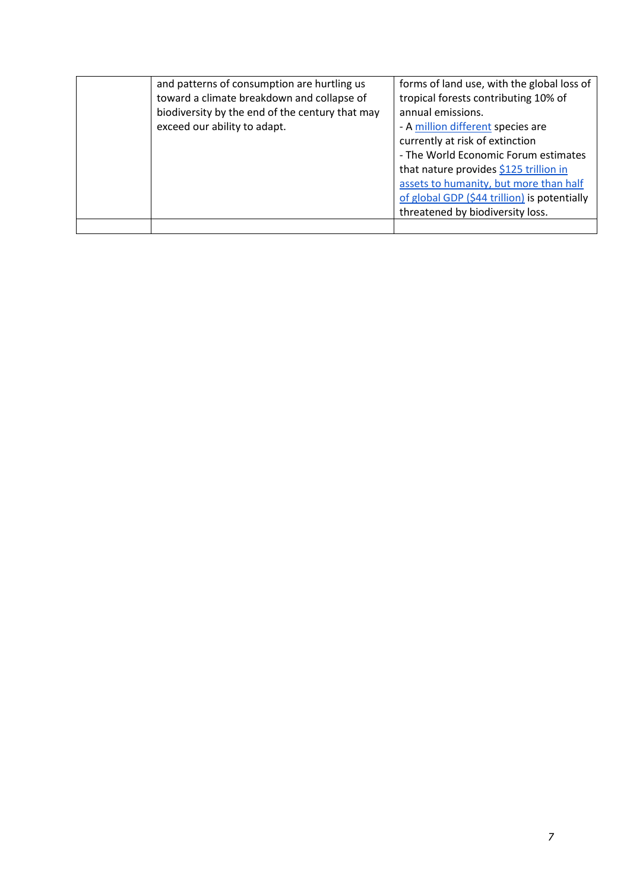| | | |
|---|---|---|
| | and patterns of consumption are hurtling us toward a climate breakdown and collapse of biodiversity by the end of the century that may exceed our ability to adapt. | forms of land use, with the global loss of tropical forests contributing 10% of annual emissions.<br>- A million different species are currently at risk of extinction<br>- The World Economic Forum estimates that nature provides $125 trillion in assets to humanity, but more than half of global GDP ($44 trillion) is potentially threatened by biodiversity loss. |
| | | |